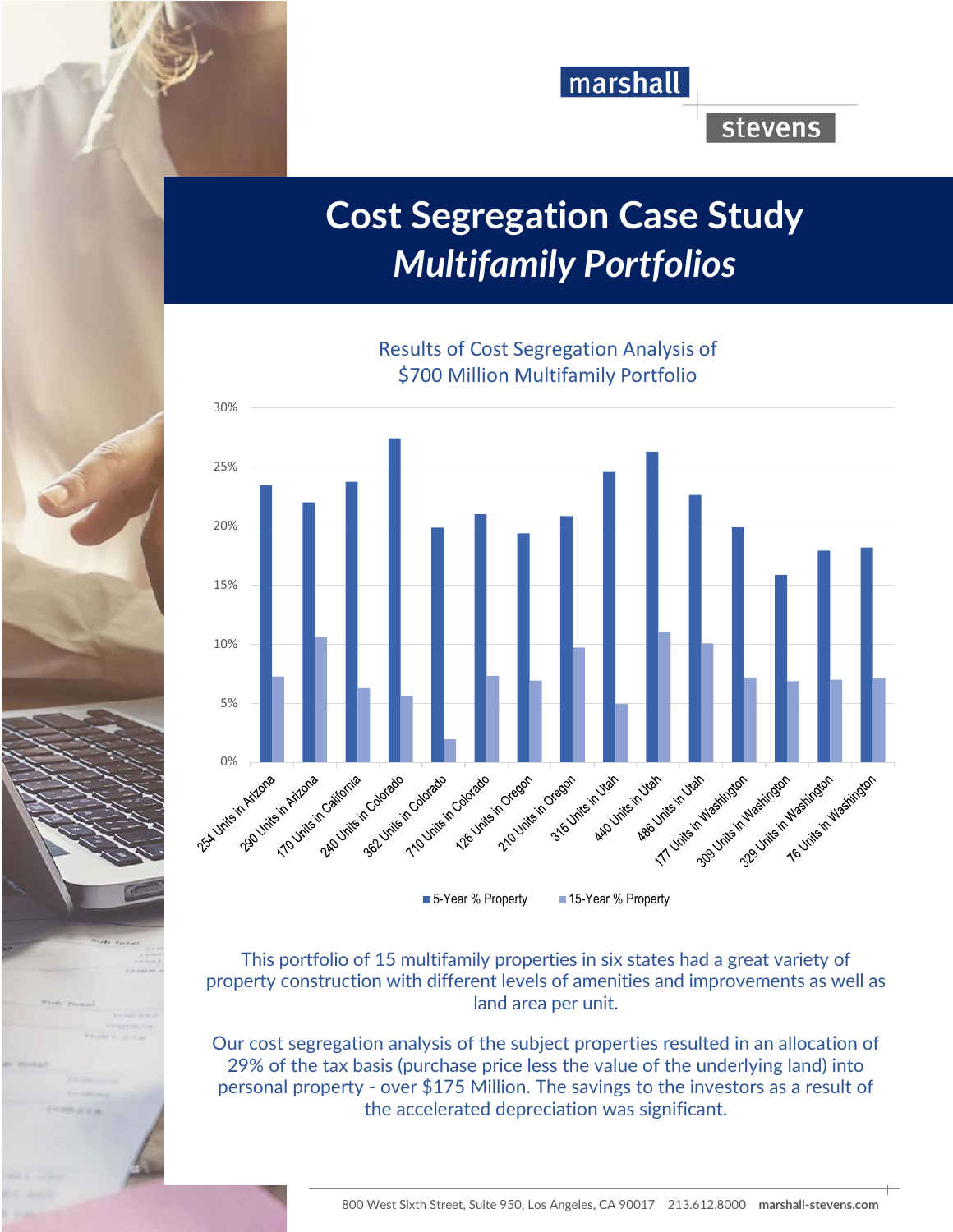marshall stevens

# Cost Segregation Case Study
## *Multifamily Portfolios*

Results of Cost Segregation Analysis of
$700 Million Multifamily Portfolio

| Property | 5-Year % Property | 15-Year % Property |
|---|---|---|
| 254 Units in Arizona | ~23.5% | ~7.3% |
| 290 Units in Arizona | ~22% | ~10.6% |
| 170 Units in California | ~23.8% | ~6.3% |
| 240 Units in Colorado | ~27.5% | ~5.6% |
| 362 Units in Colorado | ~19.9% | ~1.9% |
| 710 Units in Colorado | ~21% | ~7.3% |
| 126 Units in Oregon | ~19.4% | ~6.9% |
| 210 Units in Oregon | ~20.9% | ~9.7% |
| 315 Units in Utah | ~24.6% | ~5% |
| 440 Units in Utah | ~26.3% | ~11.1% |
| 486 Units in Utah | ~22.7% | ~10.1% |
| 177 Units in Washington | ~19.9% | ~7.2% |
| 309 Units in Washington | ~15.9% | ~6.9% |
| 329 Units in Washington | ~18% | ~7% |
| 76 Units in Washington | ~18.2% | ~7.1% |

This portfolio of 15 multifamily properties in six states had a great variety of property construction with different levels of amenities and improvements as well as land area per unit.

Our cost segregation analysis of the subject properties resulted in an allocation of 29% of the tax basis (purchase price less the value of the underlying land) into personal property - over $175 Million. The savings to the investors as a result of the accelerated depreciation was significant.

800 West Sixth Street, Suite 950, Los Angeles, CA 90017 213.612.8000 **marshall-stevens.com**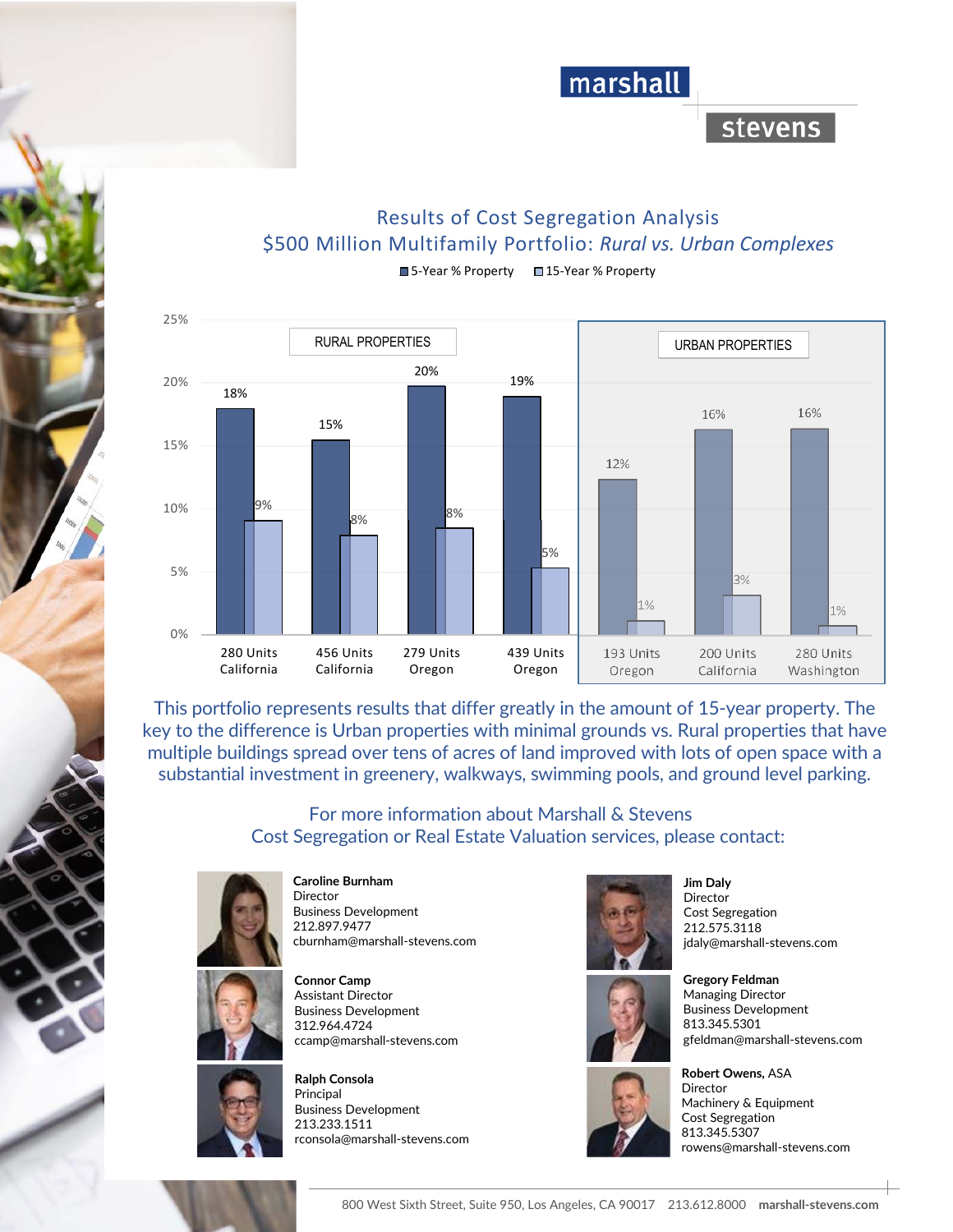marshall stevens

## Results of Cost Segregation Analysis
## $500 Million Multifamily Portfolio: *Rural vs. Urban Complexes*

5-Year % Property
15-Year % Property

RURAL PROPERTIES
URBAN PROPERTIES

25%
20%
15%
10%
5%
0%

18%
9%
15%
8%
20%
8%
19%
5%
12%
1%
16%
3%
16%
1%

280 Units California
456 Units California
279 Units Oregon
439 Units Oregon
193 Units Oregon
200 Units California
280 Units Washington

This portfolio represents results that differ greatly in the amount of 15-year property. The key to the difference is Urban properties with minimal grounds vs. Rural properties that have multiple buildings spread over tens of acres of land improved with lots of open space with a substantial investment in greenery, walkways, swimming pools, and ground level parking.

For more information about Marshall & Stevens
Cost Segregation or Real Estate Valuation services, please contact:

**Caroline Burnham**
Director
Business Development
212.897.9477
cburnham@marshall-stevens.com

**Connor Camp**
Assistant Director
Business Development
312.964.4724
ccamp@marshall-stevens.com

**Ralph Consola**
Principal
Business Development
213.233.1511
rconsola@marshall-stevens.com

**Jim Daly**
Director
Cost Segregation
212.575.3118
jdaly@marshall-stevens.com

**Gregory Feldman**
Managing Director
Business Development
813.345.5301
gfeldman@marshall-stevens.com

**Robert Owens**, ASA
Director
Machinery & Equipment
Cost Segregation
813.345.5307
rowens@marshall-stevens.com

800 West Sixth Street, Suite 950, Los Angeles, CA 90017 213.612.8000 **marshall-stevens.com**